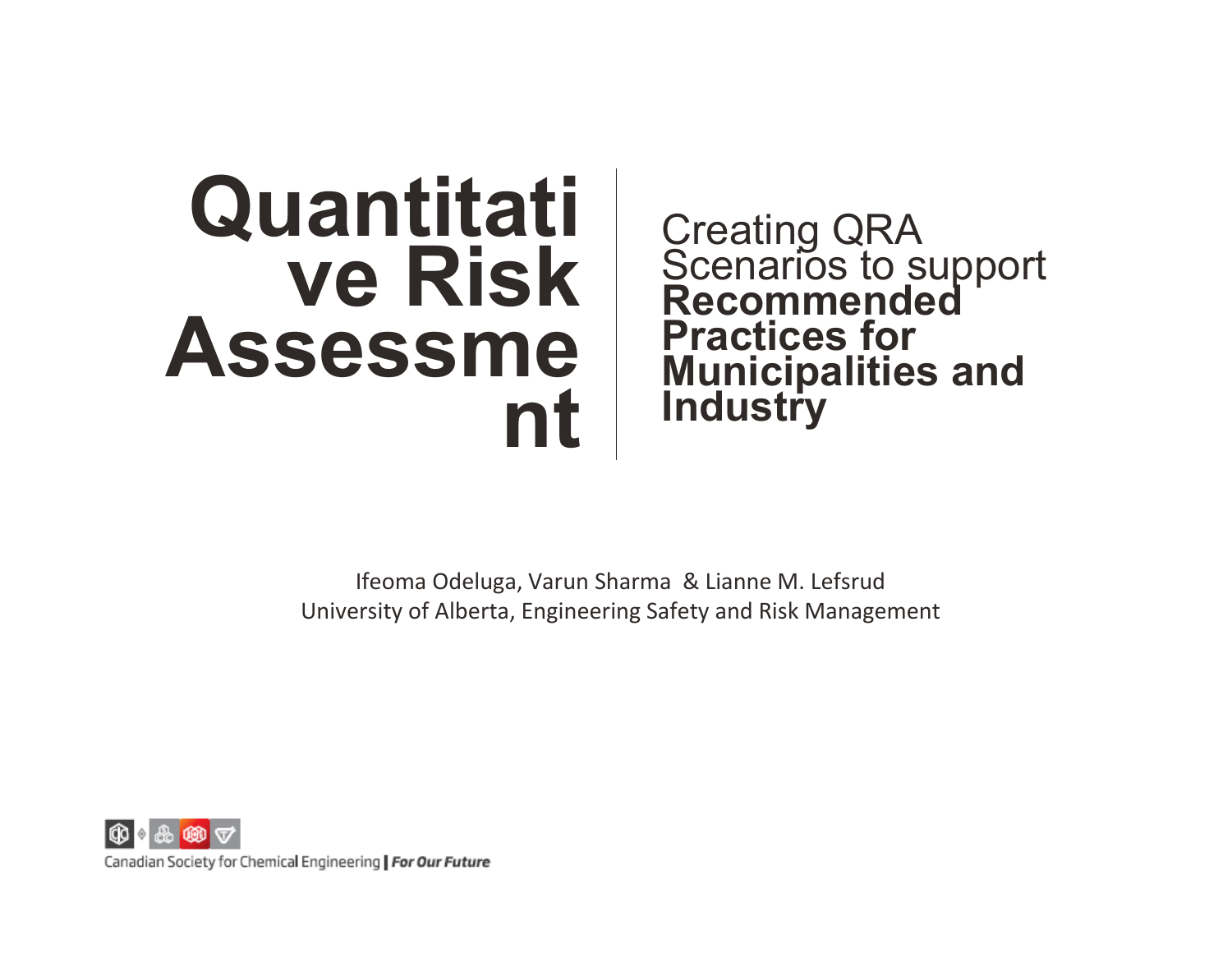# Quantitative Risk Assessment

## Creating QRA Scenarios to support **Recommended Practices for Municipalities and Industry**

Ifeoma Odeluga, Varun Sharma & Lianne M. Lefsrud
University of Alberta, Engineering Safety and Risk Management

Canadian Society for Chemical Engineering | ***For Our Future***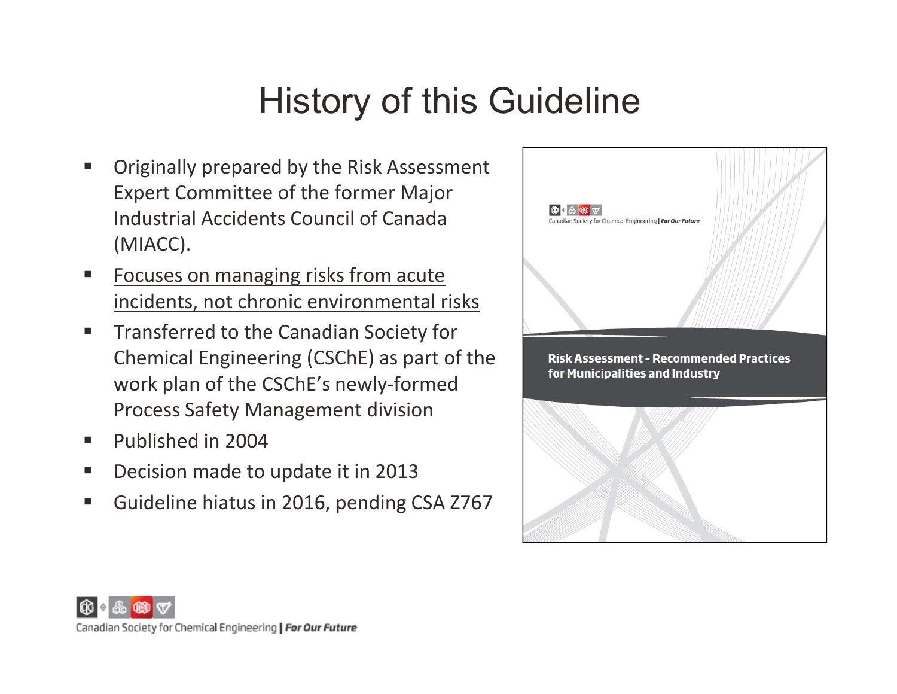# History of this Guideline

- Originally prepared by the Risk Assessment Expert Committee of the former Major Industrial Accidents Council of Canada (MIACC).
- Focuses on managing risks from acute incidents, not chronic environmental risks
- Transferred to the Canadian Society for Chemical Engineering (CSChE) as part of the work plan of the CSChE's newly-formed Process Safety Management division
- Published in 2004
- Decision made to update it in 2013
- Guideline hiatus in 2016, pending CSA Z767

Canadian Society for Chemical Engineering | *For Our Future*

**Risk Assessment - Recommended Practices for Municipalities and Industry**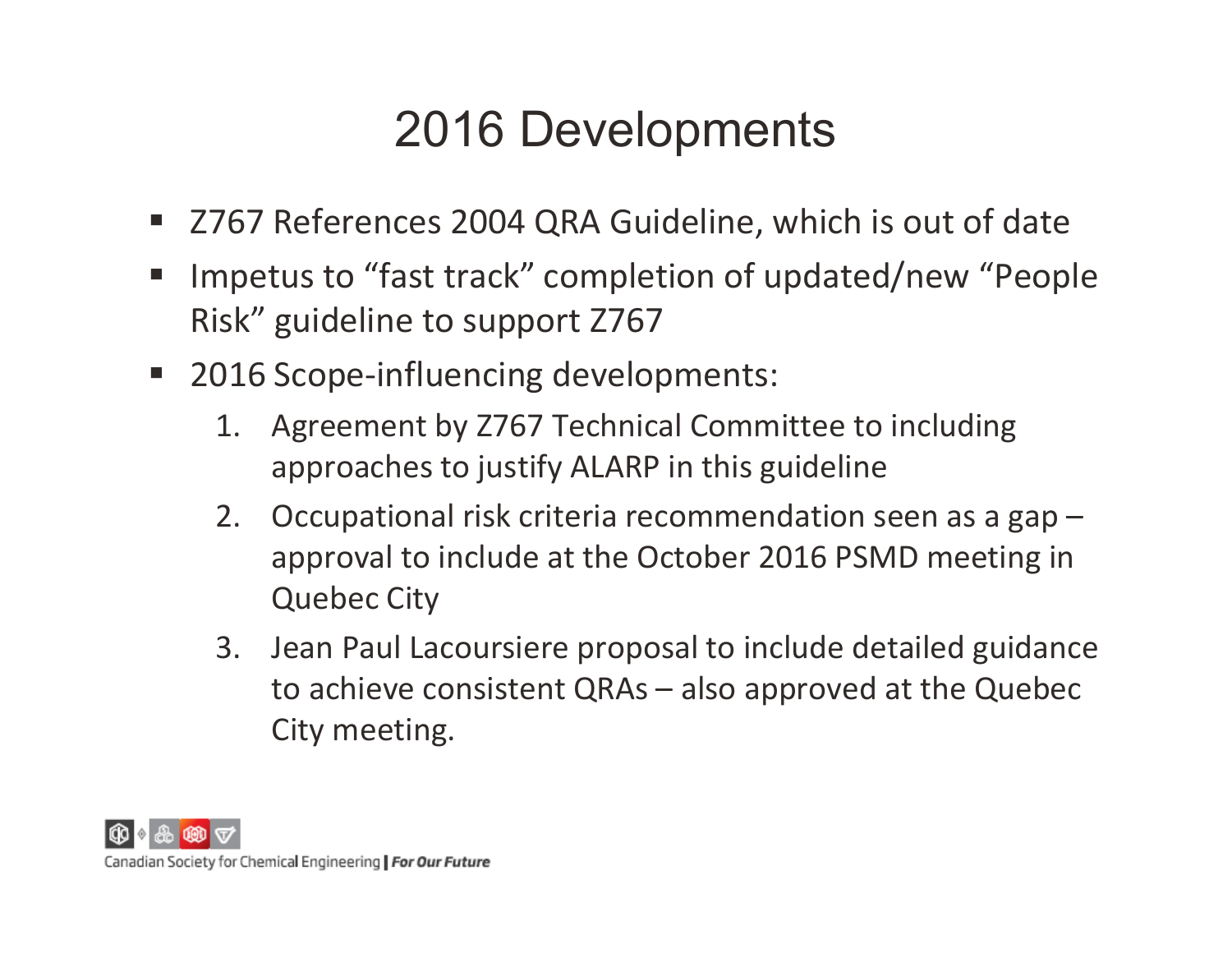# 2016 Developments

- Z767 References 2004 QRA Guideline, which is out of date
- Impetus to “fast track” completion of updated/new “People Risk” guideline to support Z767
- 2016 Scope-influencing developments:
  1. Agreement by Z767 Technical Committee to including approaches to justify ALARP in this guideline
  2. Occupational risk criteria recommendation seen as a gap – approval to include at the October 2016 PSMD meeting in Quebec City
  3. Jean Paul Lacoursiere proposal to include detailed guidance to achieve consistent QRAs – also approved at the Quebec City meeting.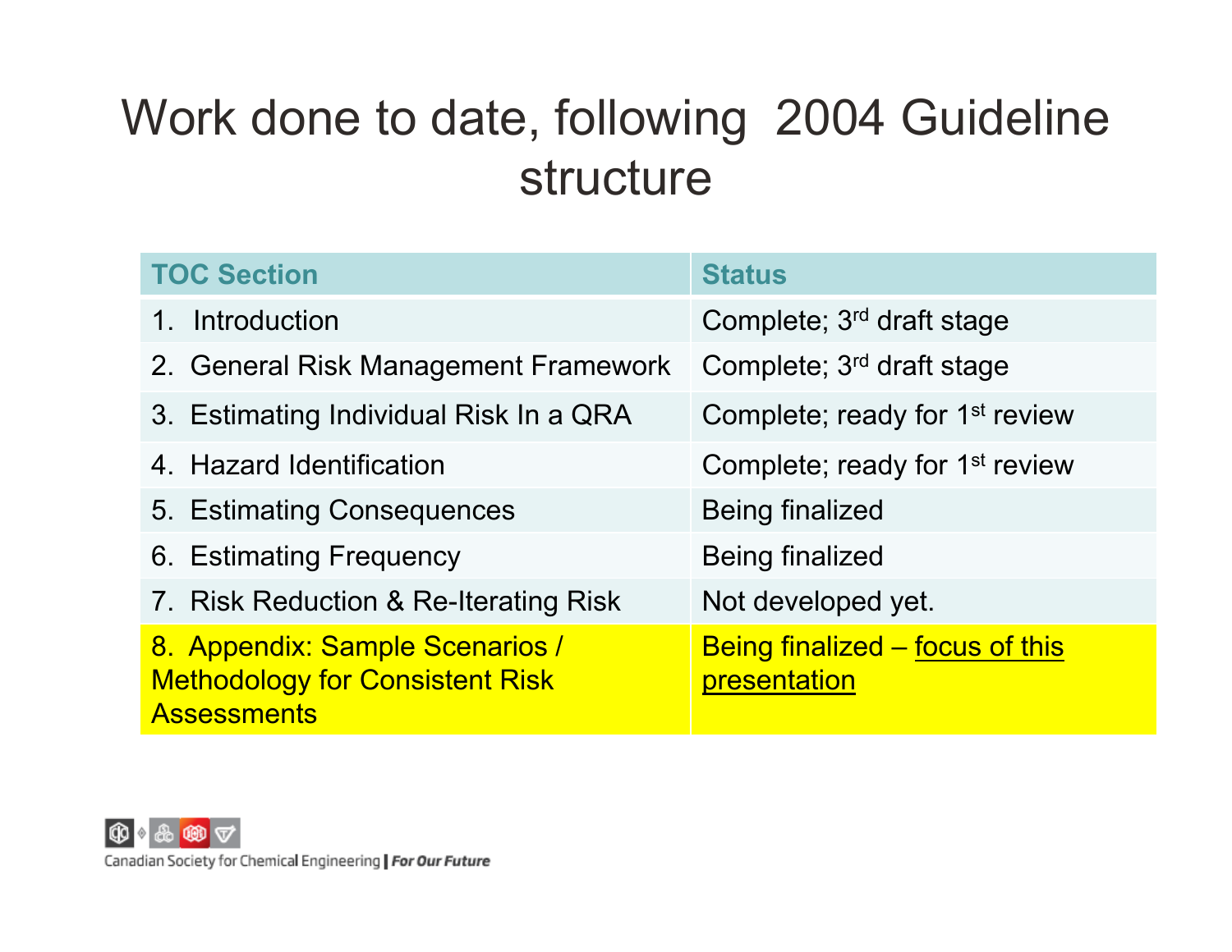# Work done to date, following 2004 Guideline structure

| TOC Section | Status |
|---|---|
| 1. Introduction | Complete; 3rd draft stage |
| 2. General Risk Management Framework | Complete; 3rd draft stage |
| 3. Estimating Individual Risk In a QRA | Complete; ready for 1st review |
| 4. Hazard Identification | Complete; ready for 1st review |
| 5. Estimating Consequences | Being finalized |
| 6. Estimating Frequency | Being finalized |
| 7. Risk Reduction & Re-Iterating Risk | Not developed yet. |
| 8. Appendix: Sample Scenarios / Methodology for Consistent Risk Assessments | Being finalized – focus of this presentation |

Canadian Society for Chemical Engineering | *For Our Future*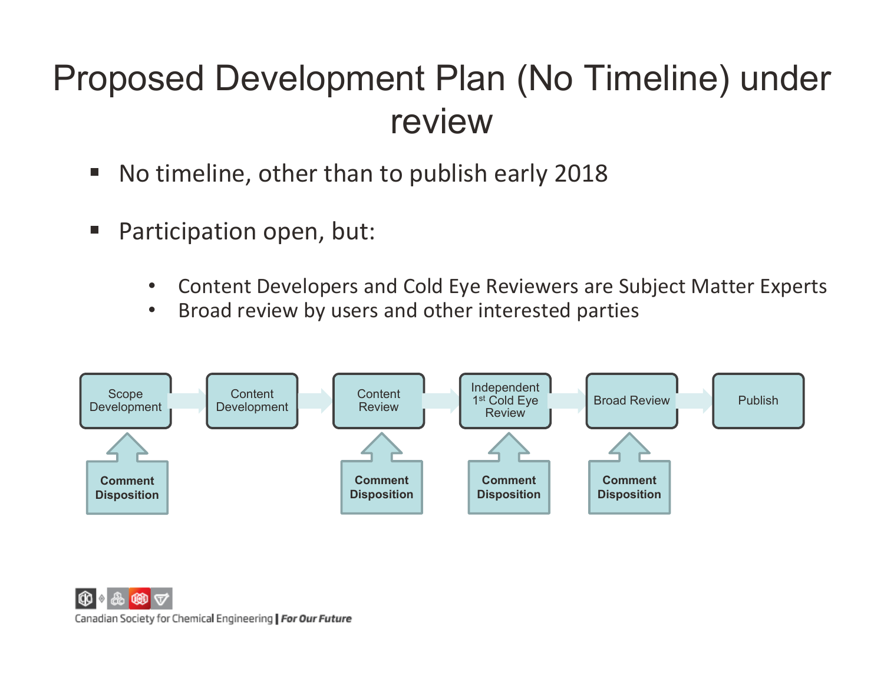# Proposed Development Plan (No Timeline) under review

- No timeline, other than to publish early 2018
- Participation open, but:
  - Content Developers and Cold Eye Reviewers are Subject Matter Experts
  - Broad review by users and other interested parties

Scope Development → Content Development → Content Review → Independent 1st Cold Eye Review → Broad Review → Publish

Comment Disposition (Scope Development)

Comment Disposition (Content Review)

Comment Disposition (Independent 1st Cold Eye Review)

Comment Disposition (Broad Review)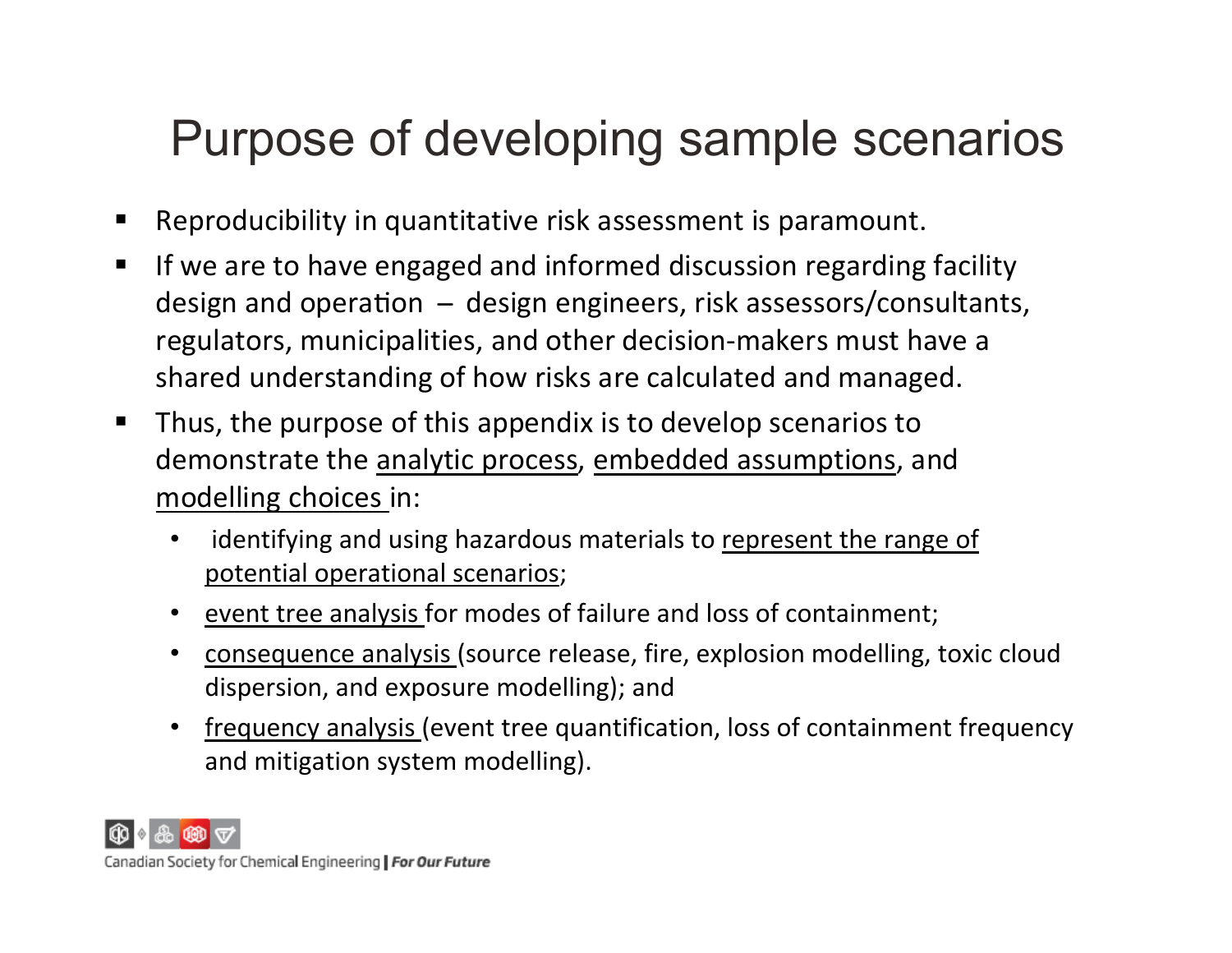# Purpose of developing sample scenarios

- Reproducibility in quantitative risk assessment is paramount.
- If we are to have engaged and informed discussion regarding facility design and operation – design engineers, risk assessors/consultants, regulators, municipalities, and other decision-makers must have a shared understanding of how risks are calculated and managed.
- Thus, the purpose of this appendix is to develop scenarios to demonstrate the <u>analytic process</u>, <u>embedded assumptions</u>, and <u>modelling choices</u> in:
  - identifying and using hazardous materials to <u>represent the range of potential operational scenarios</u>;
  - <u>event tree analysis</u> for modes of failure and loss of containment;
  - <u>consequence analysis</u> (source release, fire, explosion modelling, toxic cloud dispersion, and exposure modelling); and
  - <u>frequency analysis</u> (event tree quantification, loss of containment frequency and mitigation system modelling).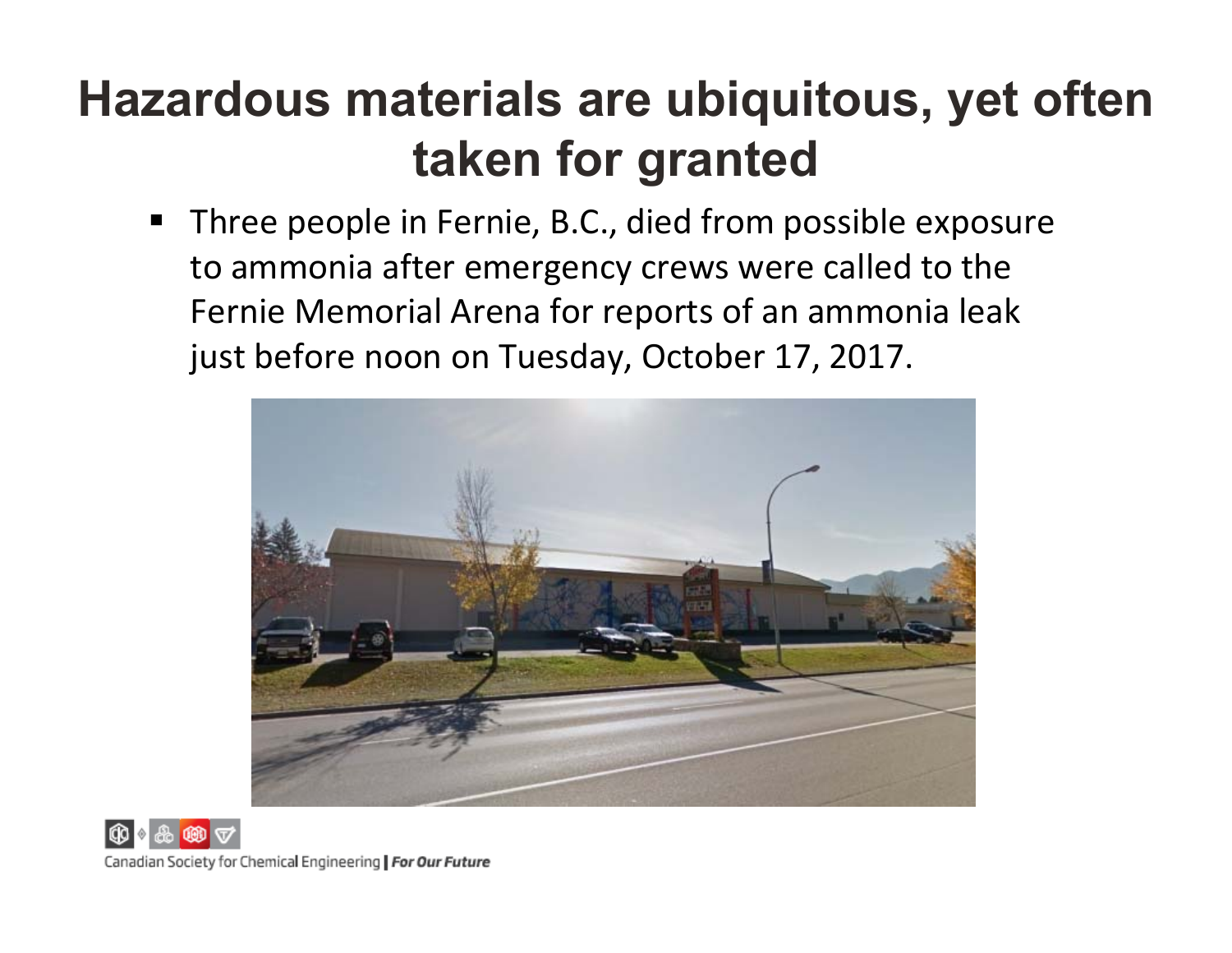# Hazardous materials are ubiquitous, yet often taken for granted

- Three people in Fernie, B.C., died from possible exposure to ammonia after emergency crews were called to the Fernie Memorial Arena for reports of an ammonia leak just before noon on Tuesday, October 17, 2017.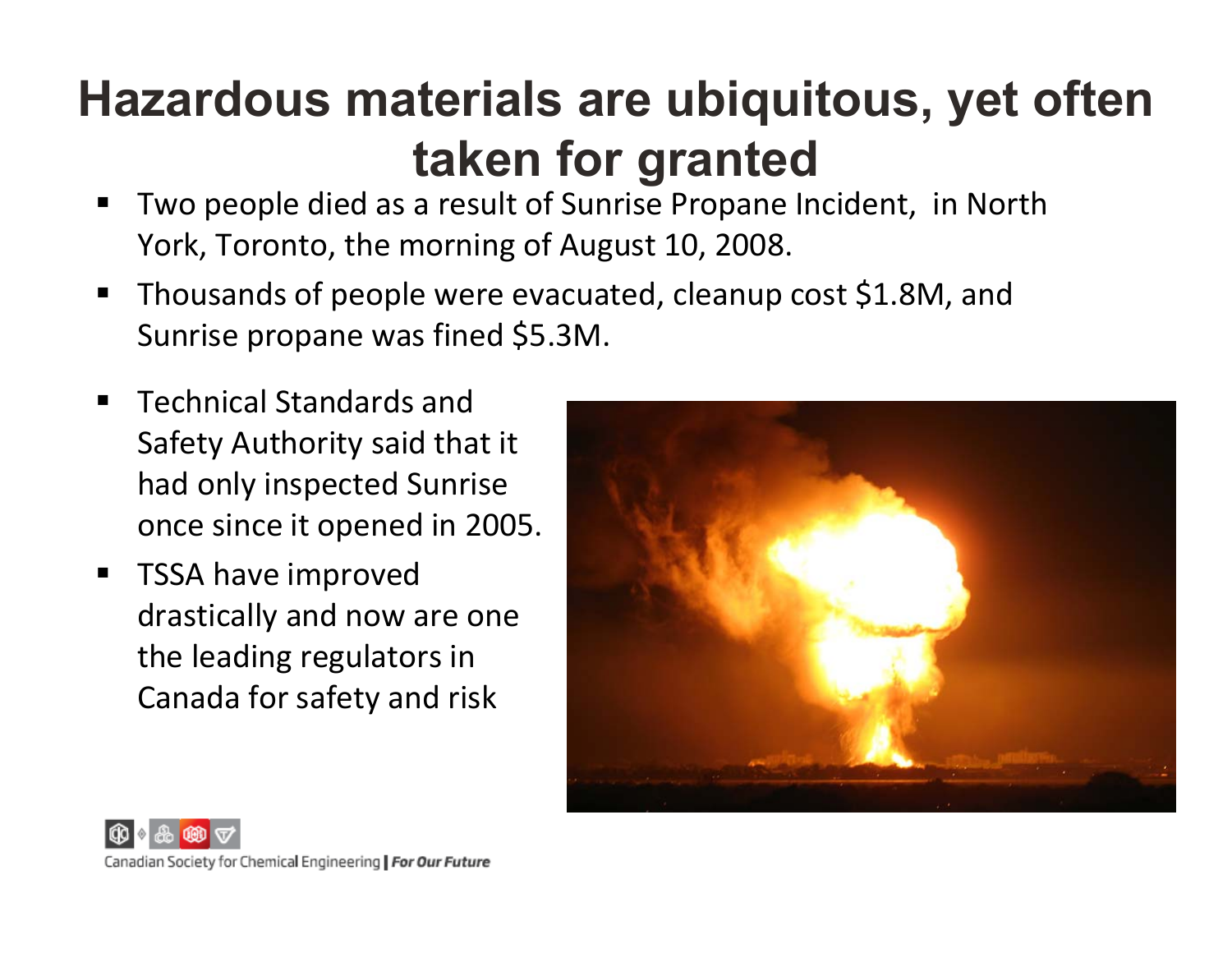# Hazardous materials are ubiquitous, yet often taken for granted

- Two people died as a result of Sunrise Propane Incident, in North York, Toronto, the morning of August 10, 2008.
- Thousands of people were evacuated, cleanup cost $1.8M, and Sunrise propane was fined $5.3M.
- Technical Standards and Safety Authority said that it had only inspected Sunrise once since it opened in 2005.
- TSSA have improved drastically and now are one the leading regulators in Canada for safety and risk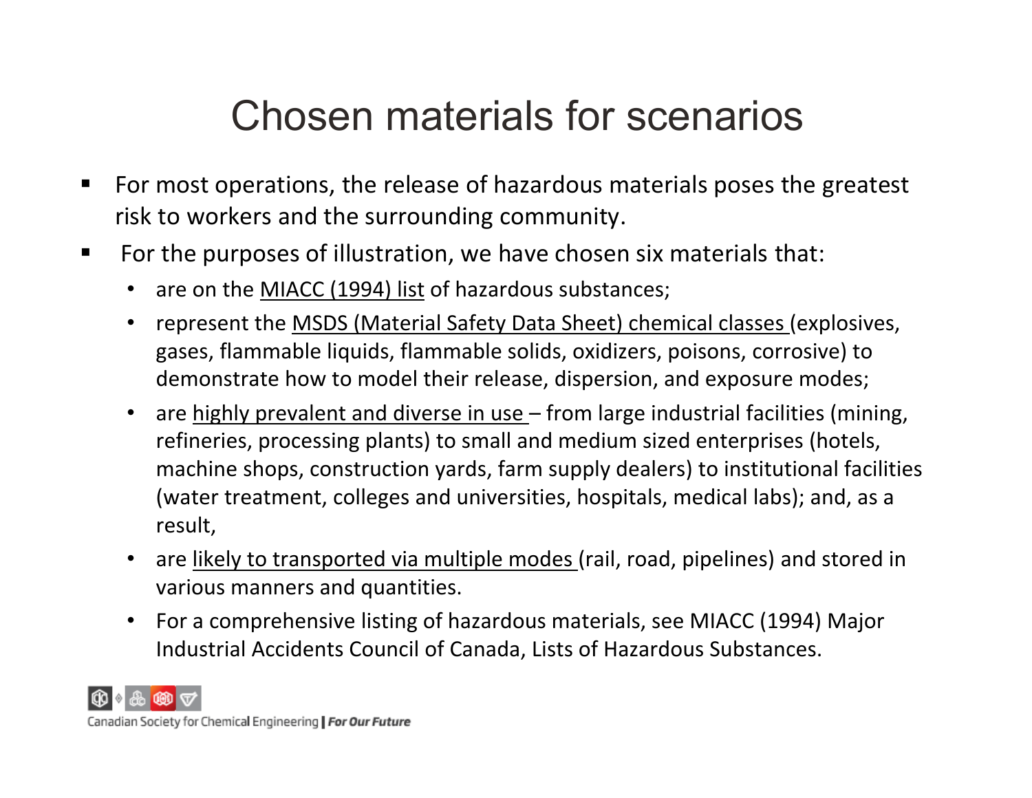# Chosen materials for scenarios

- For most operations, the release of hazardous materials poses the greatest risk to workers and the surrounding community.
- For the purposes of illustration, we have chosen six materials that:
  - are on the <u>MIACC (1994) list</u> of hazardous substances;
  - represent the <u>MSDS (Material Safety Data Sheet) chemical classes</u> (explosives, gases, flammable liquids, flammable solids, oxidizers, poisons, corrosive) to demonstrate how to model their release, dispersion, and exposure modes;
  - are <u>highly prevalent and diverse in use</u> – from large industrial facilities (mining, refineries, processing plants) to small and medium sized enterprises (hotels, machine shops, construction yards, farm supply dealers) to institutional facilities (water treatment, colleges and universities, hospitals, medical labs); and, as a result,
  - are <u>likely to transported via multiple modes</u> (rail, road, pipelines) and stored in various manners and quantities.
  - For a comprehensive listing of hazardous materials, see MIACC (1994) Major Industrial Accidents Council of Canada, Lists of Hazardous Substances.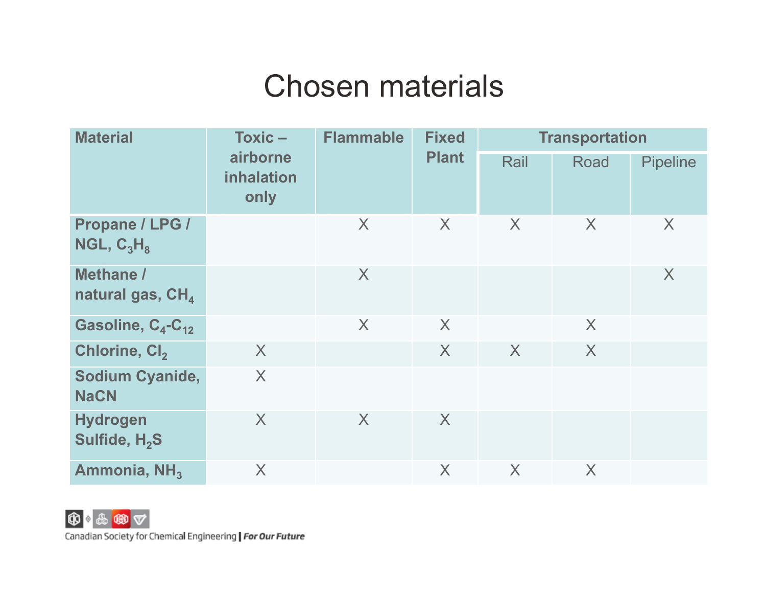# Chosen materials

| Material | Toxic – airborne inhalation only | Flammable | Fixed Plant | Transportation | | |
|---|---|---|---|---|---|---|
| | | | | Rail | Road | Pipeline |
| Propane / LPG / NGL, $C_3H_8$ | | X | X | X | X | X |
| Methane / natural gas, $CH_4$ | | X | | | | X |
| Gasoline, $C_4$-$C_{12}$ | | X | X | | X | |
| Chlorine, $Cl_2$ | X | | X | X | X | |
| Sodium Cyanide, NaCN | X | | | | | |
| Hydrogen Sulfide, $H_2S$ | X | X | X | | | |
| Ammonia, $NH_3$ | X | | X | X | X | |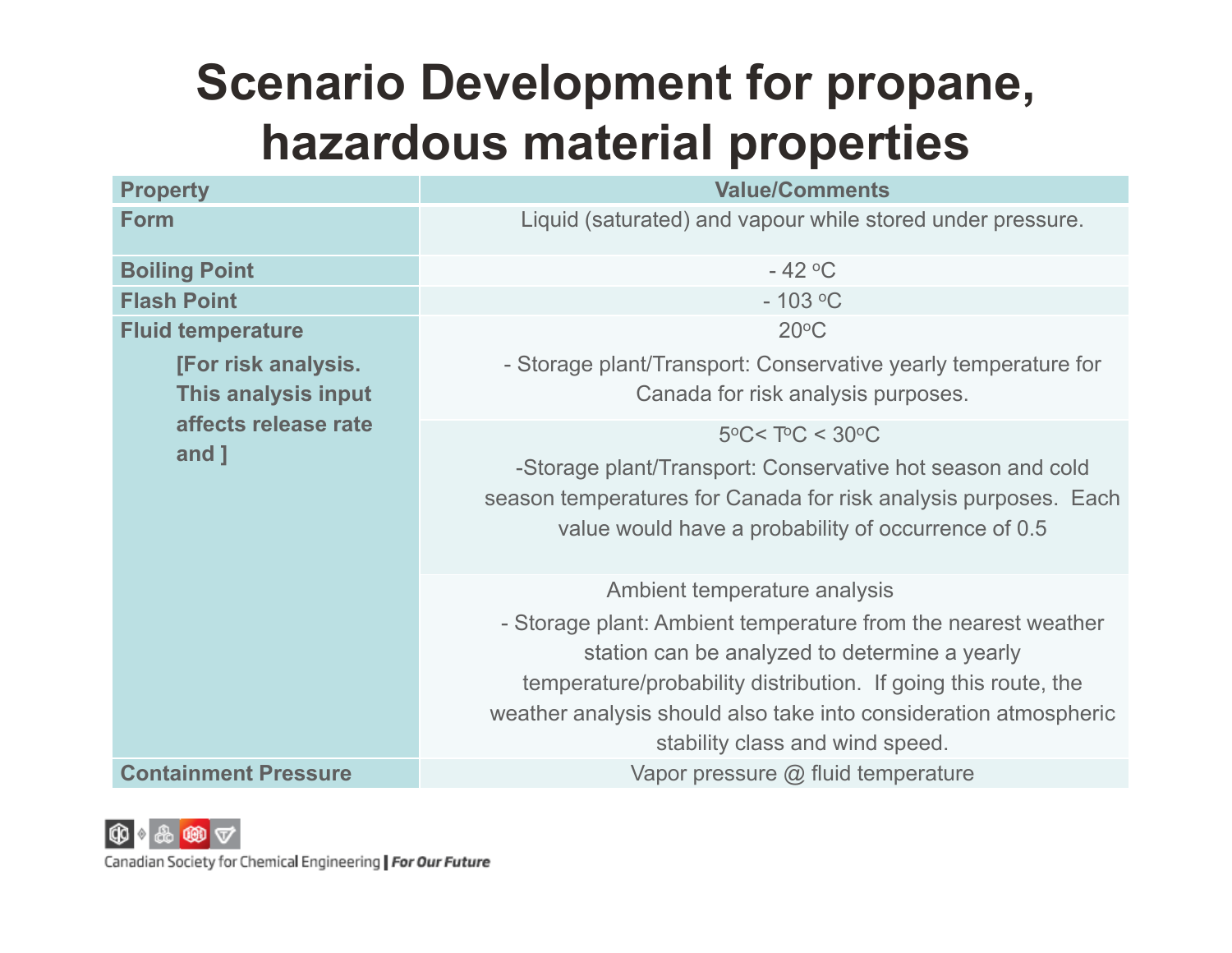# Scenario Development for propane, hazardous material properties

| Property | Value/Comments |
|---|---|
| **Form** | Liquid (saturated) and vapour while stored under pressure. |
| **Boiling Point** | - 42 $^{o}$C |
| **Flash Point** | - 103 $^{o}$C |
| **Fluid temperature** **[For risk analysis. This analysis input affects release rate and ]** | 20$^{o}$C<br>- Storage plant/Transport: Conservative yearly temperature for Canada for risk analysis purposes. |
| | 5$^{o}$C< T$^{o}$C < 30$^{o}$C<br>-Storage plant/Transport: Conservative hot season and cold season temperatures for Canada for risk analysis purposes. Each value would have a probability of occurrence of 0.5 |
| | Ambient temperature analysis<br>- Storage plant: Ambient temperature from the nearest weather station can be analyzed to determine a yearly temperature/probability distribution. If going this route, the weather analysis should also take into consideration atmospheric stability class and wind speed. |
| **Containment Pressure** | Vapor pressure @ fluid temperature |

Canadian Society for Chemical Engineering | *For Our Future*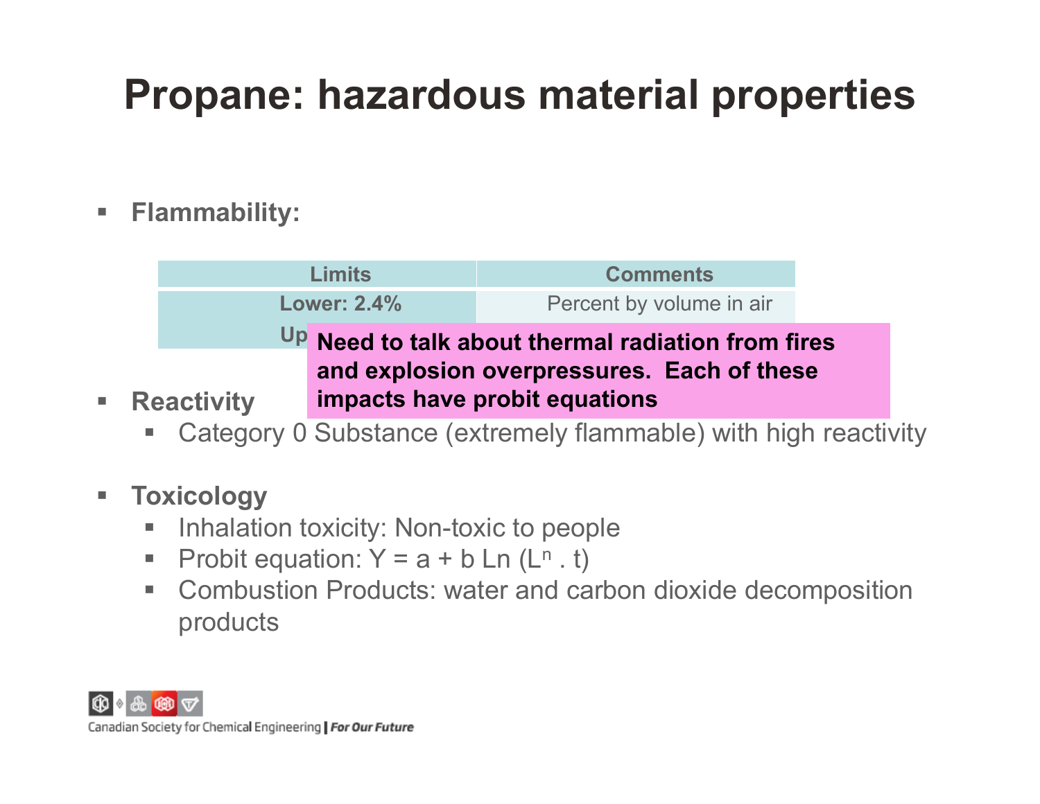# Propane: hazardous material properties

- **Flammability:**

| Limits | Comments |
|---|---|
| **Lower: 2.4%** | Percent by volume in air |
| **Up** | |

**Need to talk about thermal radiation from fires and explosion overpressures. Each of these impacts have probit equations**

- **Reactivity**
  - Category 0 Substance (extremely flammable) with high reactivity

- **Toxicology**
  - Inhalation toxicity: Non-toxic to people
  - Probit equation: $Y = a + b \ Ln \ (L^n \ . \ t)$
  - Combustion Products: water and carbon dioxide decomposition products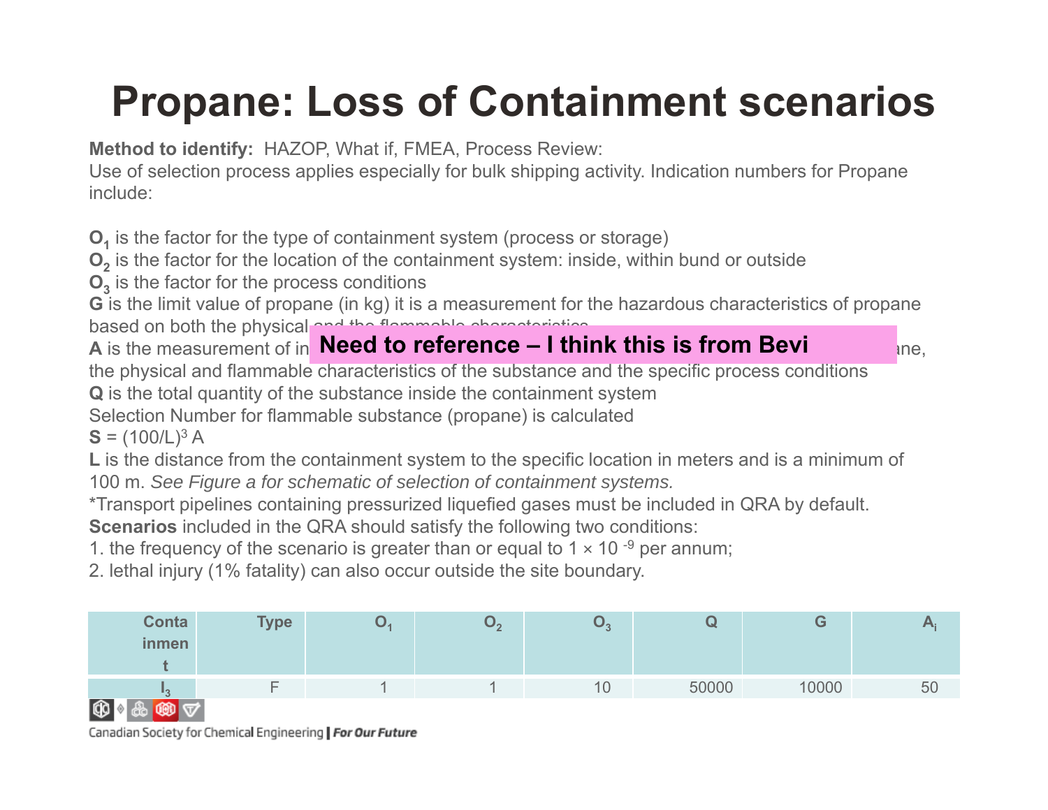# Propane: Loss of Containment scenarios

**Method to identify:** HAZOP, What if, FMEA, Process Review:

Use of selection process applies especially for bulk shipping activity. Indication numbers for Propane include:

**$O_1$** is the factor for the type of containment system (process or storage)

**$O_2$** is the factor for the location of the containment system: inside, within bund or outside

**$O_3$** is the factor for the process conditions

**G** is the limit value of propane (in kg) it is a measurement for the hazardous characteristics of propane based on both the physical and the flammable characteristics

**A** is the measurement of in... ane, the physical and flammable characteristics of the substance and the specific process conditions

Need to reference – I think this is from Bevi

**Q** is the total quantity of the substance inside the containment system

Selection Number for flammable substance (propane) is calculated

**S** = $(100/L)^3$ A

**L** is the distance from the containment system to the specific location in meters and is a minimum of 100 m. *See Figure a for schematic of selection of containment systems.*

*Transport pipelines containing pressurized liquefied gases must be included in QRA by default.

**Scenarios** included in the QRA should satisfy the following two conditions:

1. the frequency of the scenario is greater than or equal to $1 \times 10^{-9}$ per annum;
2. lethal injury (1% fatality) can also occur outside the site boundary.

| Containment | Type | $O_1$ | $O_2$ | $O_3$ | Q | G | $A_i$ |
|---|---|---|---|---|---|---|---|
| $I_3$ | F | 1 | 1 | 10 | 50000 | 10000 | 50 |

Canadian Society for Chemical Engineering | *For Our Future*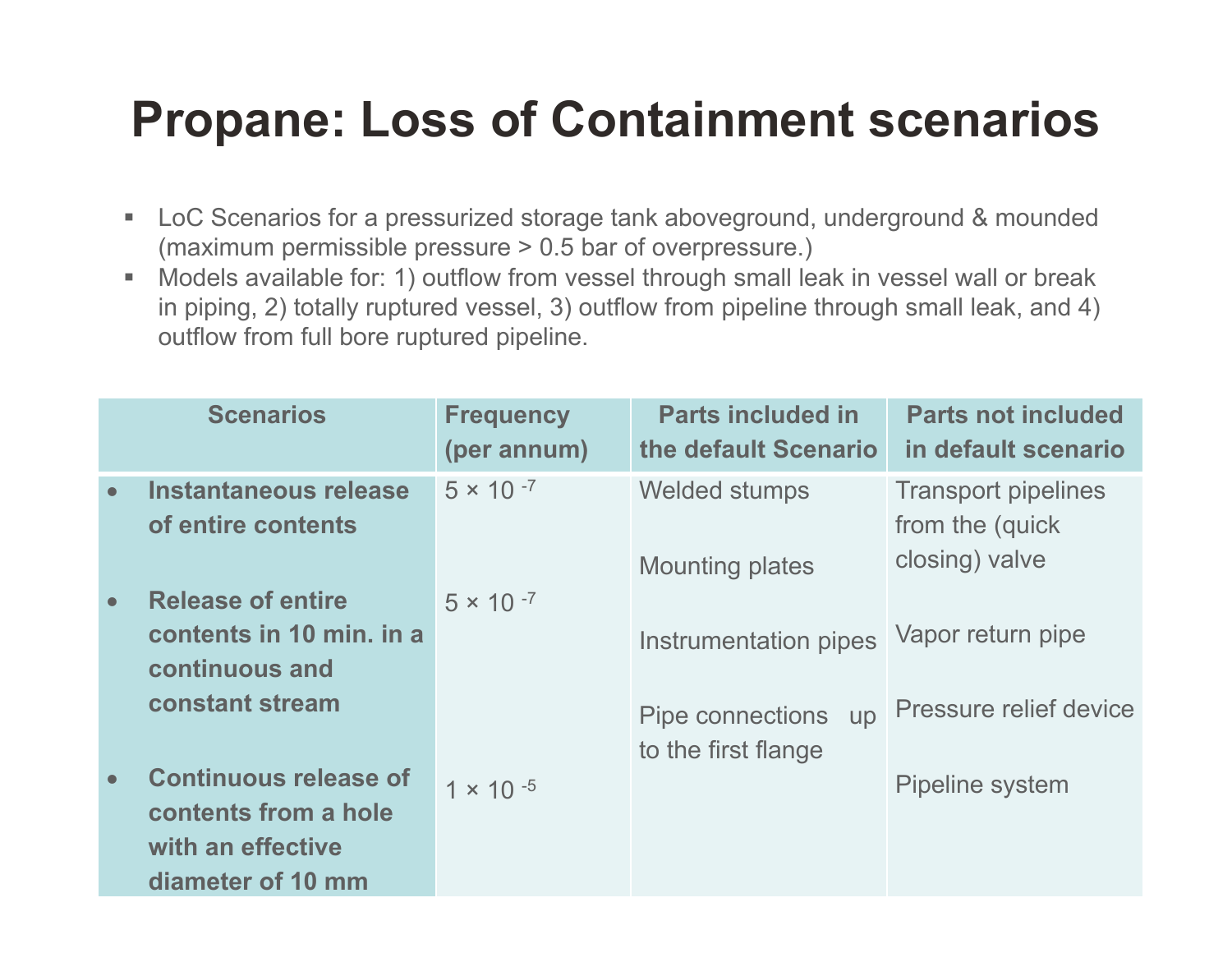# Propane: Loss of Containment scenarios

- LoC Scenarios for a pressurized storage tank aboveground, underground & mounded (maximum permissible pressure > 0.5 bar of overpressure.)
- Models available for: 1) outflow from vessel through small leak in vessel wall or break in piping, 2) totally ruptured vessel, 3) outflow from pipeline through small leak, and 4) outflow from full bore ruptured pipeline.

| Scenarios | Frequency (per annum) | Parts included in the default Scenario | Parts not included in default scenario |
|---|---|---|---|
| • **Instantaneous release of entire contents** | $5 \times 10^{-7}$ | Welded stumps<br>Mounting plates | Transport pipelines from the (quick closing) valve |
| • **Release of entire contents in 10 min. in a continuous and constant stream** | $5 \times 10^{-7}$ | Instrumentation pipes<br>Pipe connections up to the first flange | Vapor return pipe<br>Pressure relief device |
| • **Continuous release of contents from a hole with an effective diameter of 10 mm** | $1 \times 10^{-5}$ | | Pipeline system |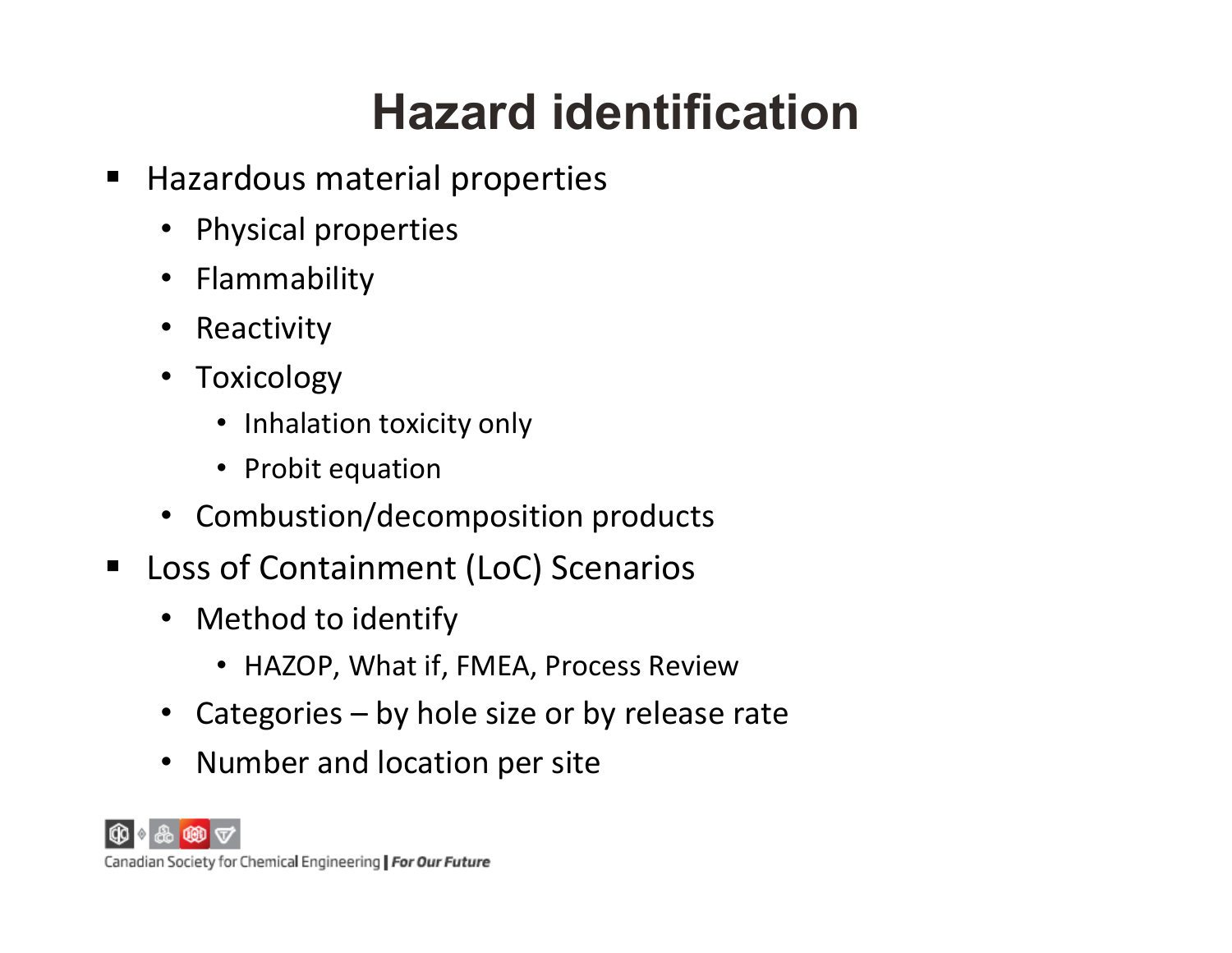# Hazard identification

- Hazardous material properties
  - Physical properties
  - Flammability
  - Reactivity
  - Toxicology
    - Inhalation toxicity only
    - Probit equation
  - Combustion/decomposition products
- Loss of Containment (LoC) Scenarios
  - Method to identify
    - HAZOP, What if, FMEA, Process Review
  - Categories – by hole size or by release rate
  - Number and location per site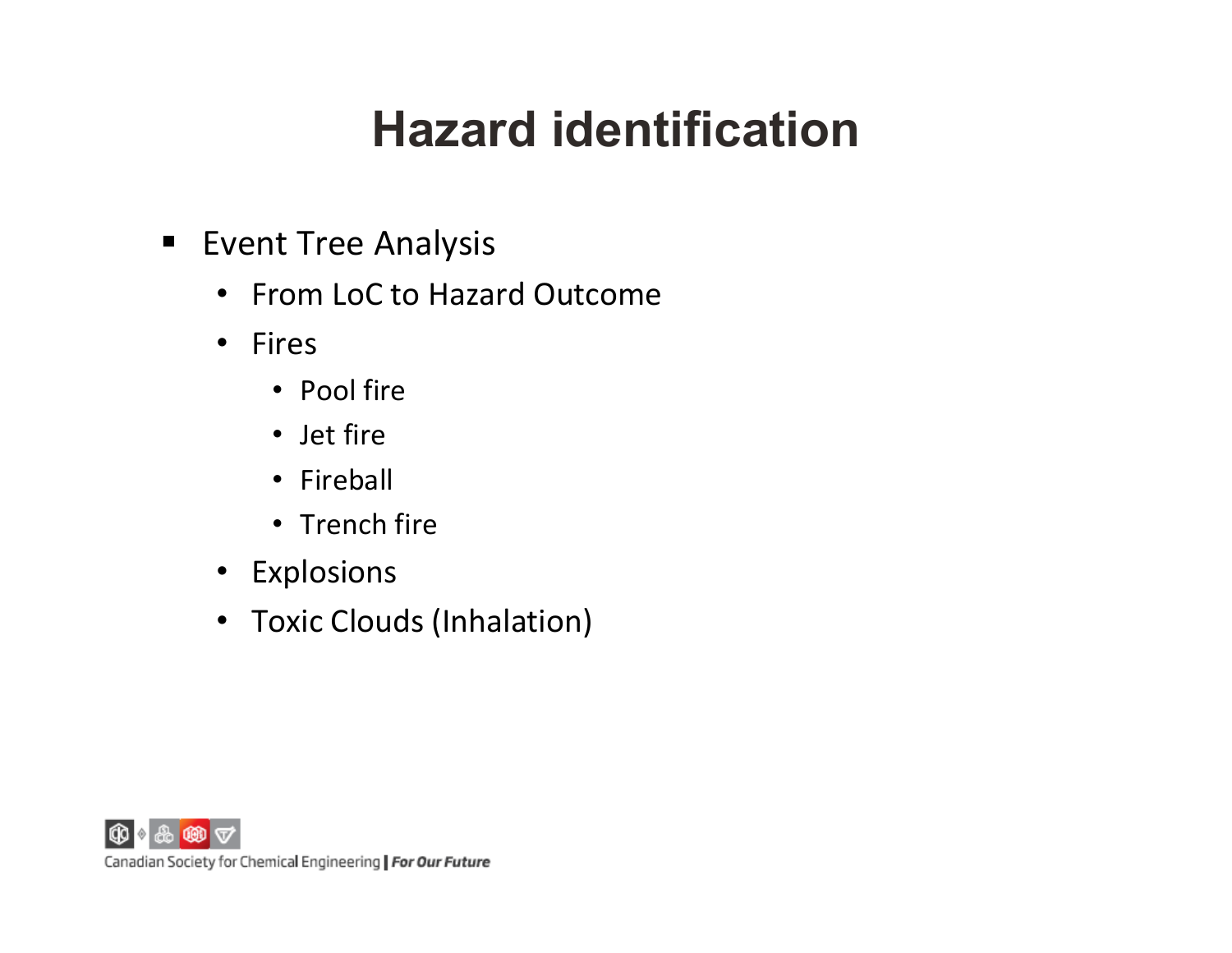# Hazard identification

- Event Tree Analysis
  - From LoC to Hazard Outcome
  - Fires
    - Pool fire
    - Jet fire
    - Fireball
    - Trench fire
  - Explosions
  - Toxic Clouds (Inhalation)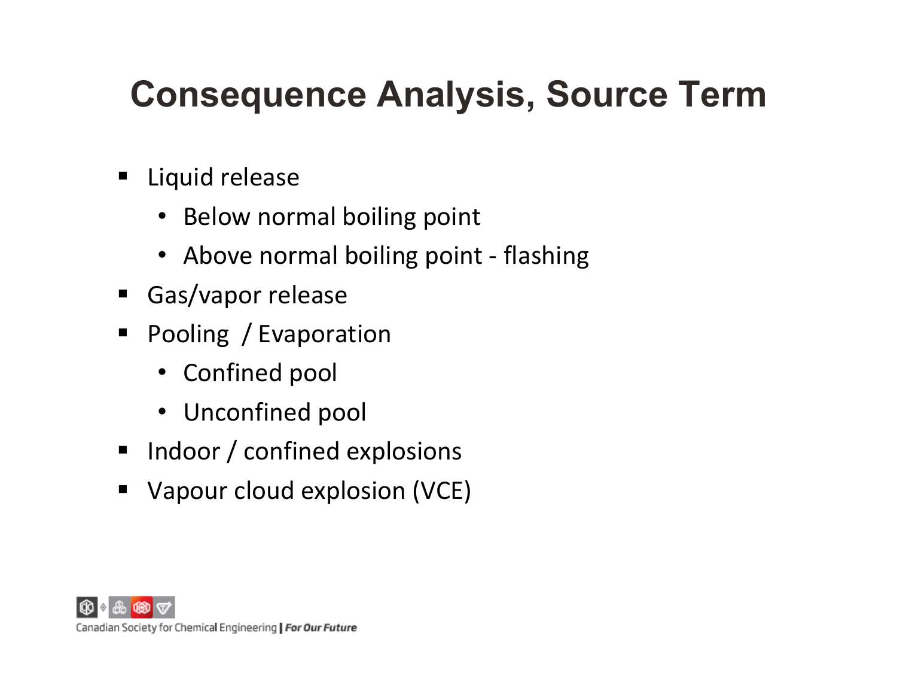# Consequence Analysis, Source Term

- Liquid release
  - Below normal boiling point
  - Above normal boiling point - flashing
- Gas/vapor release
- Pooling / Evaporation
  - Confined pool
  - Unconfined pool
- Indoor / confined explosions
- Vapour cloud explosion (VCE)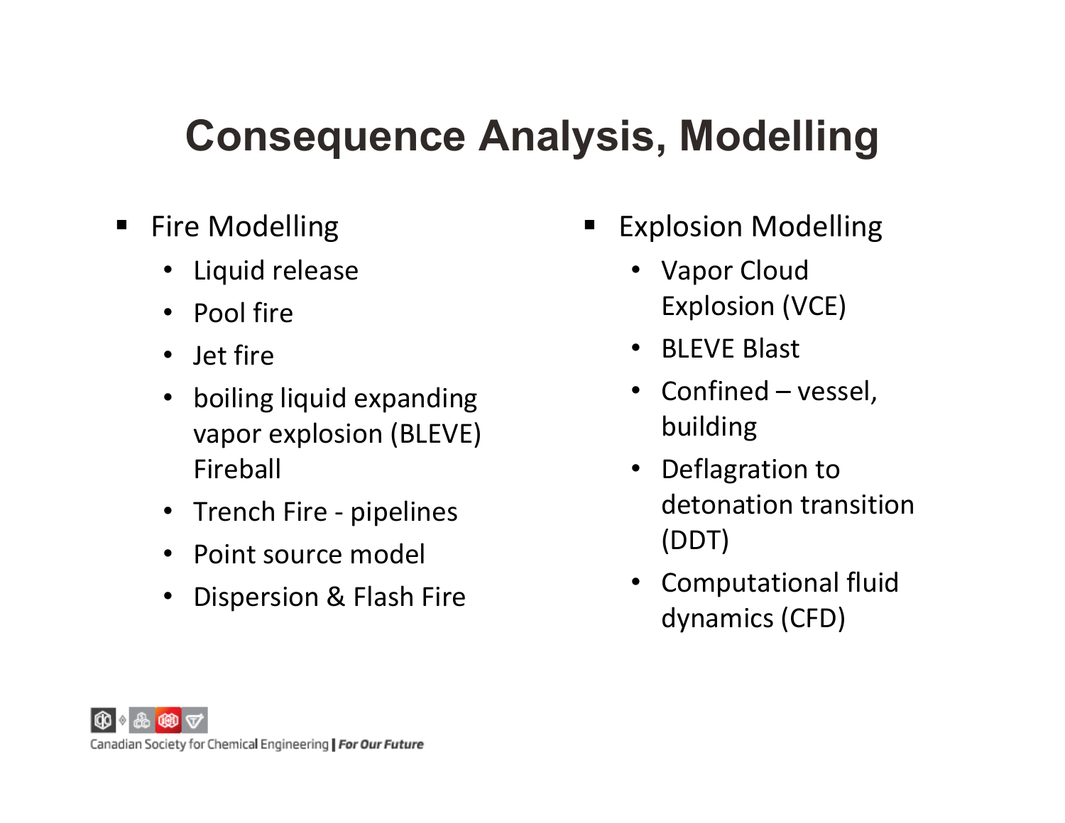# Consequence Analysis, Modelling

- Fire Modelling
  - Liquid release
  - Pool fire
  - Jet fire
  - boiling liquid expanding vapor explosion (BLEVE) Fireball
  - Trench Fire - pipelines
  - Point source model
  - Dispersion & Flash Fire

- Explosion Modelling
  - Vapor Cloud Explosion (VCE)
  - BLEVE Blast
  - Confined – vessel, building
  - Deflagration to detonation transition (DDT)
  - Computational fluid dynamics (CFD)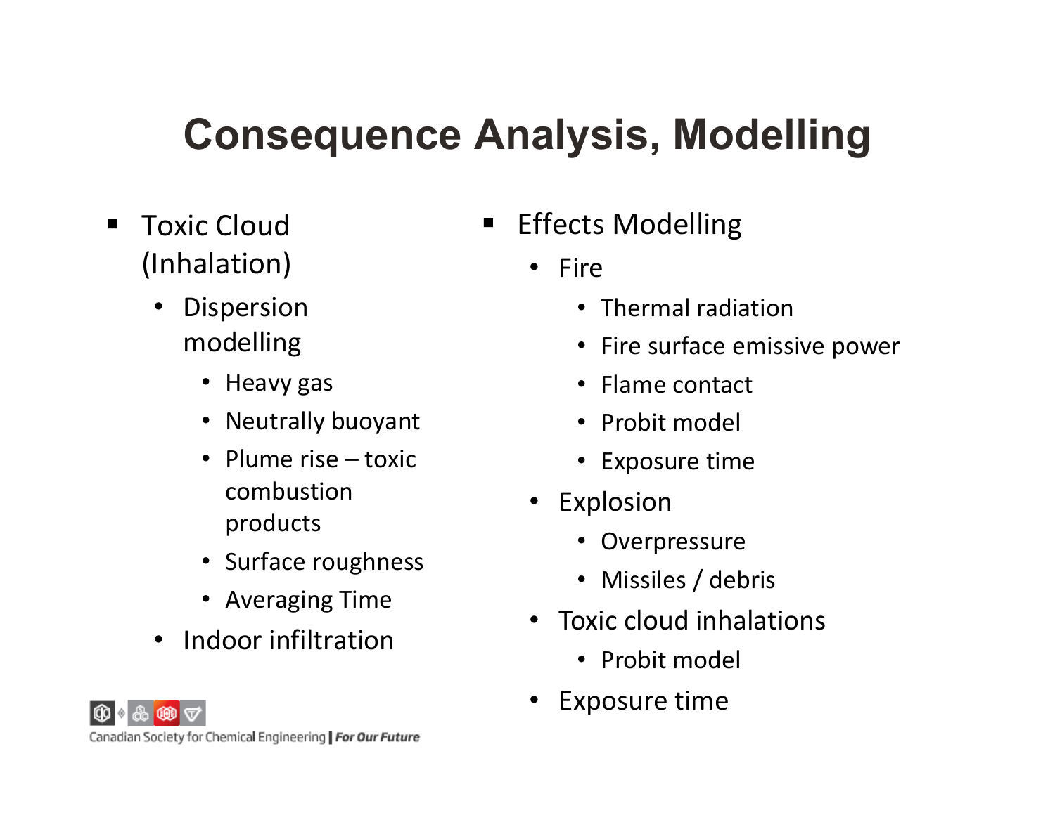# Consequence Analysis, Modelling

- Toxic Cloud (Inhalation)
  - Dispersion modelling
    - Heavy gas
    - Neutrally buoyant
    - Plume rise – toxic combustion products
    - Surface roughness
    - Averaging Time
  - Indoor infiltration

- Effects Modelling
  - Fire
    - Thermal radiation
    - Fire surface emissive power
    - Flame contact
    - Probit model
    - Exposure time
  - Explosion
    - Overpressure
    - Missiles / debris
  - Toxic cloud inhalations
    - Probit model
  - Exposure time

Canadian Society for Chemical Engineering | *For Our Future*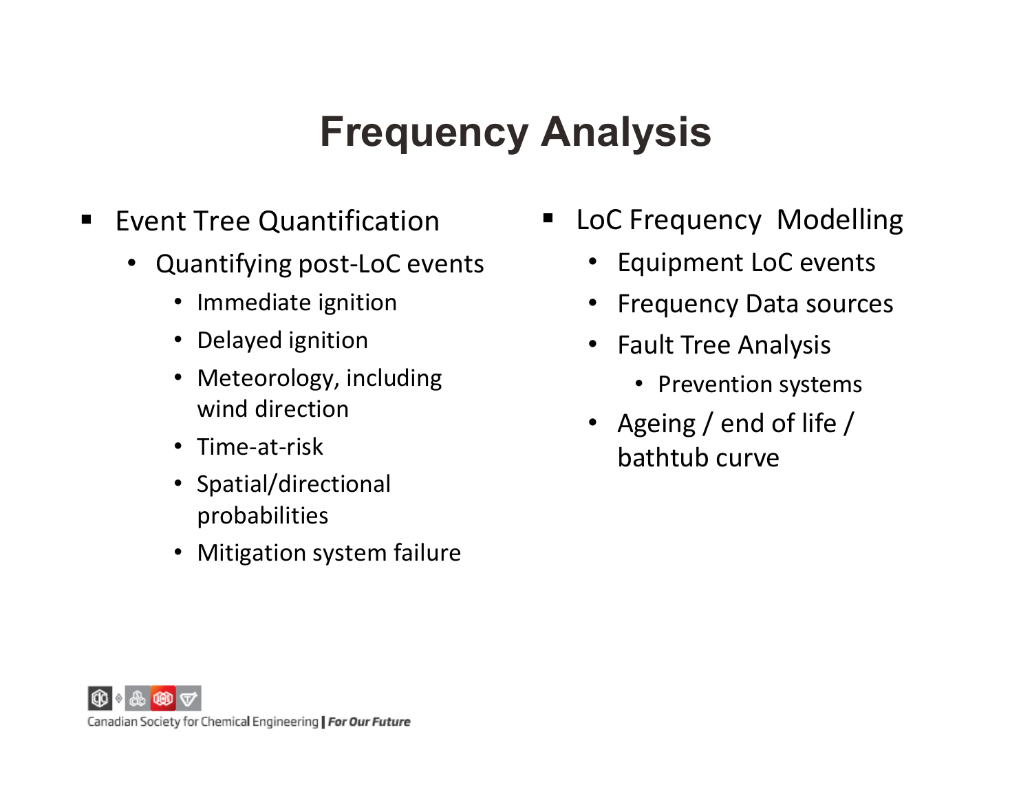# Frequency Analysis

- Event Tree Quantification
  - Quantifying post-LoC events
    - Immediate ignition
    - Delayed ignition
    - Meteorology, including wind direction
    - Time-at-risk
    - Spatial/directional probabilities
    - Mitigation system failure

- LoC Frequency Modelling
  - Equipment LoC events
  - Frequency Data sources
  - Fault Tree Analysis
    - Prevention systems
  - Ageing / end of life / bathtub curve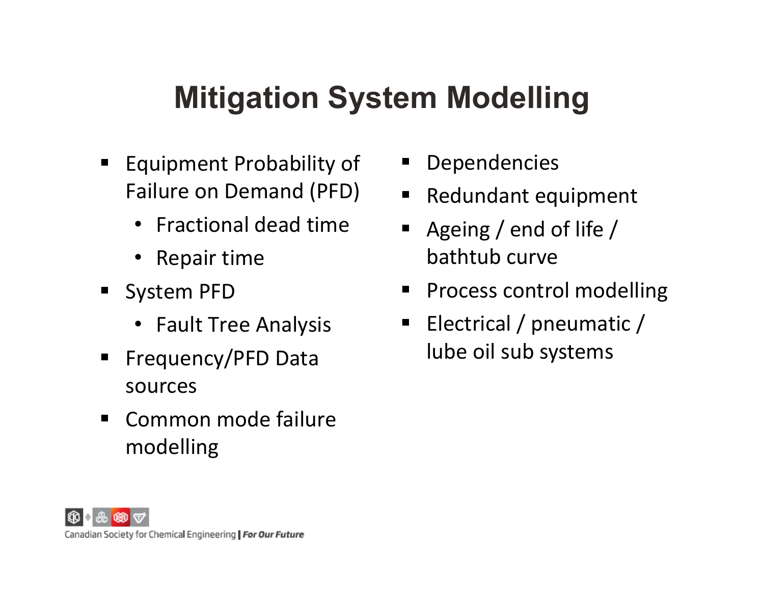# Mitigation System Modelling

- Equipment Probability of Failure on Demand (PFD)
  - Fractional dead time
  - Repair time
- System PFD
  - Fault Tree Analysis
- Frequency/PFD Data sources
- Common mode failure modelling
- Dependencies
- Redundant equipment
- Ageing / end of life / bathtub curve
- Process control modelling
- Electrical / pneumatic / lube oil sub systems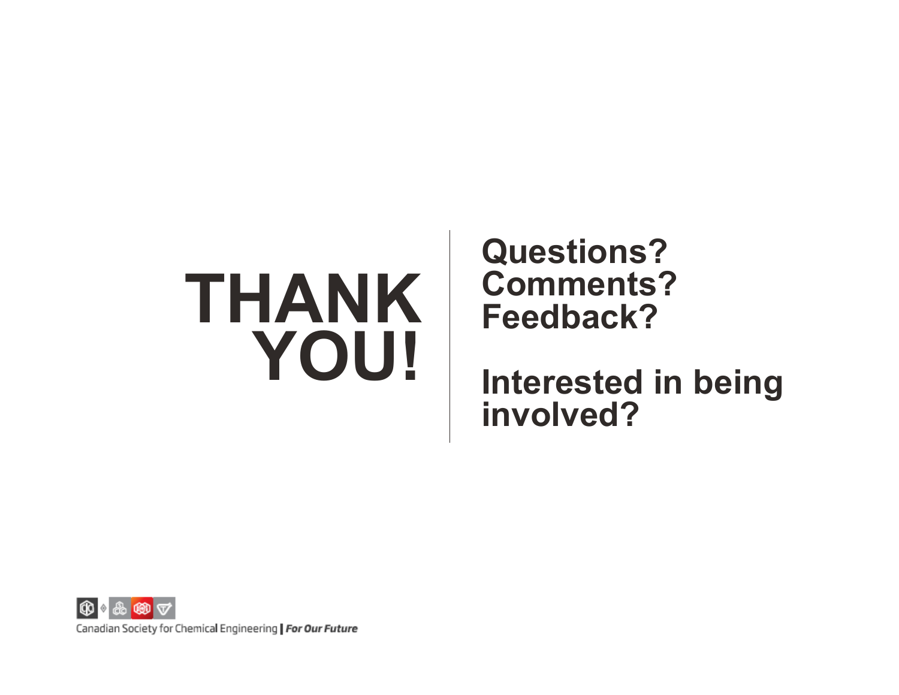# THANK YOU!

**Questions?**
**Comments?**
**Feedback?**

**Interested in being involved?**

Canadian Society for Chemical Engineering | *For Our Future*